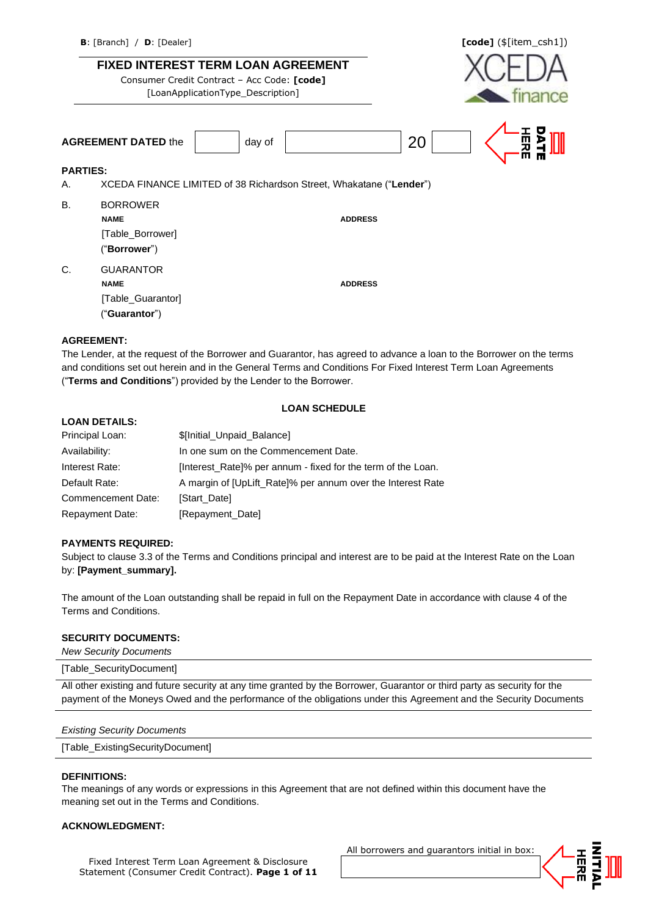**B**: [Branch] / **D**: [Dealer]

**[code]** ($[item_csh1])

# FIXED INTEREST TERM LOAN AGREEMENT

Consumer Credit Contract – Acc Code: **[code]**

[LoanApplicationType_Description]

**AGREEMENT DATED** the ______ day of ______________ 20 ______ DATE HERE

**PARTIES:**

A. XCEDA FINANCE LIMITED of 38 Richardson Street, Whakatane ("**Lender**")

B. BORROWER

| NAME | ADDRESS |
|---|---|
| [Table_Borrower] | |

("**Borrower**")

C. GUARANTOR

| NAME | ADDRESS |
|---|---|
| [Table_Guarantor] | |

("**Guarantor**")

**AGREEMENT:**

The Lender, at the request of the Borrower and Guarantor, has agreed to advance a loan to the Borrower on the terms and conditions set out herein and in the General Terms and Conditions For Fixed Interest Term Loan Agreements ("**Terms and Conditions**") provided by the Lender to the Borrower.

## LOAN SCHEDULE

**LOAN DETAILS:**

| | |
|---|---|
| Principal Loan: | $[Initial_Unpaid_Balance] |
| Availability: | In one sum on the Commencement Date. |
| Interest Rate: | [Interest_Rate]% per annum - fixed for the term of the Loan. |
| Default Rate: | A margin of [UpLift_Rate]% per annum over the Interest Rate |
| Commencement Date: | [Start_Date] |
| Repayment Date: | [Repayment_Date] |

**PAYMENTS REQUIRED:**

Subject to clause 3.3 of the Terms and Conditions principal and interest are to be paid at the Interest Rate on the Loan by: **[Payment_summary].**

The amount of the Loan outstanding shall be repaid in full on the Repayment Date in accordance with clause 4 of the Terms and Conditions.

**SECURITY DOCUMENTS:**

*New Security Documents*

[Table_SecurityDocument]

All other existing and future security at any time granted by the Borrower, Guarantor or third party as security for the payment of the Moneys Owed and the performance of the obligations under this Agreement and the Security Documents

*Existing Security Documents*

[Table_ExistingSecurityDocument]

**DEFINITIONS:**

The meanings of any words or expressions in this Agreement that are not defined within this document have the meaning set out in the Terms and Conditions.

**ACKNOWLEDGMENT:**

All borrowers and guarantors initial in box: ______ INITIAL HERE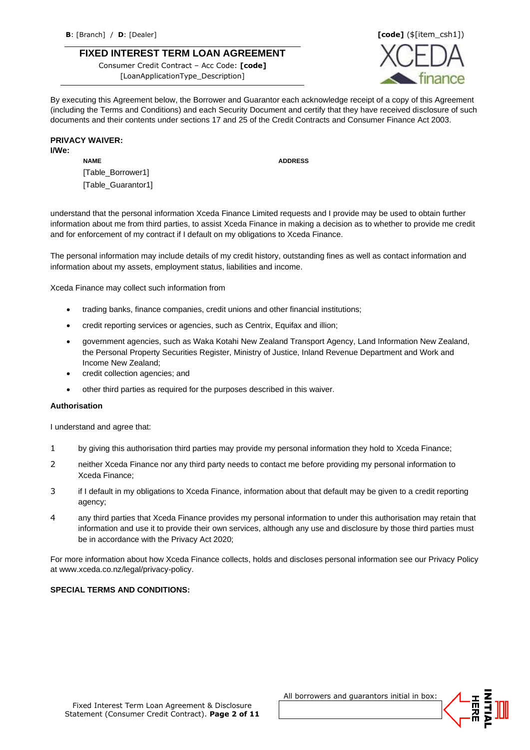B: [Branch] / D: [Dealer]

[code] ($[item_csh1])

## FIXED INTEREST TERM LOAN AGREEMENT

Consumer Credit Contract – Acc Code: **[code]**
[LoanApplicationType_Description]

By executing this Agreement below, the Borrower and Guarantor each acknowledge receipt of a copy of this Agreement (including the Terms and Conditions) and each Security Document and certify that they have received disclosure of such documents and their contents under sections 17 and 25 of the Credit Contracts and Consumer Finance Act 2003.

**PRIVACY WAIVER:**
**I/We:**

| NAME | ADDRESS |
|---|---|
| [Table_Borrower1] | |
| [Table_Guarantor1] | |

understand that the personal information Xceda Finance Limited requests and I provide may be used to obtain further information about me from third parties, to assist Xceda Finance in making a decision as to whether to provide me credit and for enforcement of my contract if I default on my obligations to Xceda Finance.

The personal information may include details of my credit history, outstanding fines as well as contact information and information about my assets, employment status, liabilities and income.

Xceda Finance may collect such information from

- trading banks, finance companies, credit unions and other financial institutions;
- credit reporting services or agencies, such as Centrix, Equifax and illion;
- government agencies, such as Waka Kotahi New Zealand Transport Agency, Land Information New Zealand, the Personal Property Securities Register, Ministry of Justice, Inland Revenue Department and Work and Income New Zealand;
- credit collection agencies; and
- other third parties as required for the purposes described in this waiver.

**Authorisation**

I understand and agree that:

1. by giving this authorisation third parties may provide my personal information they hold to Xceda Finance;
2. neither Xceda Finance nor any third party needs to contact me before providing my personal information to Xceda Finance;
3. if I default in my obligations to Xceda Finance, information about that default may be given to a credit reporting agency;
4. any third parties that Xceda Finance provides my personal information to under this authorisation may retain that information and use it to provide their own services, although any use and disclosure by those third parties must be in accordance with the Privacy Act 2020;

For more information about how Xceda Finance collects, holds and discloses personal information see our Privacy Policy at www.xceda.co.nz/legal/privacy-policy.

**SPECIAL TERMS AND CONDITIONS:**

All borrowers and guarantors initial in box:

INITIAL HERE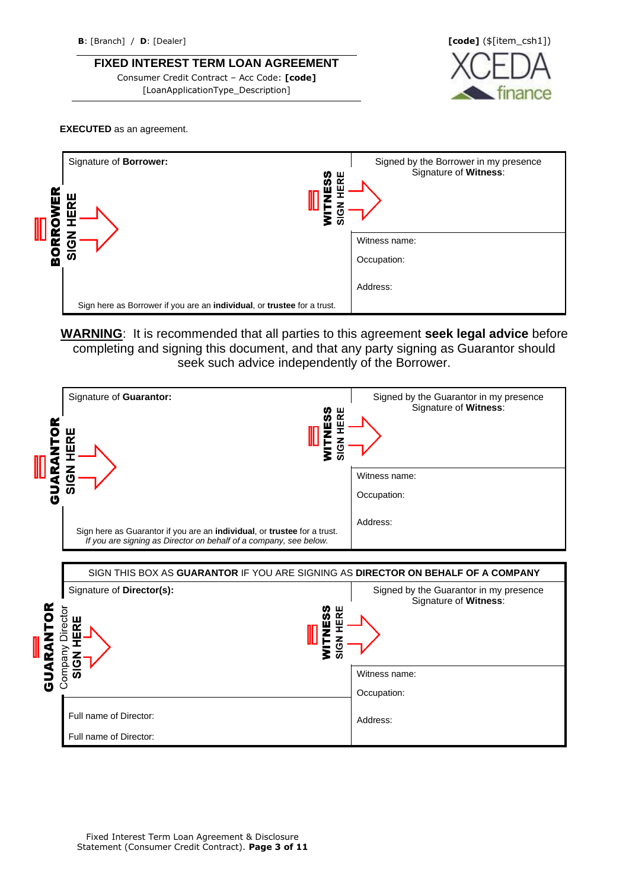**B**: [Branch] / **D**: [Dealer]

**[code]** ($[item_csh1])

## FIXED INTEREST TERM LOAN AGREEMENT

Consumer Credit Contract – Acc Code: **[code]**
[LoanApplicationType_Description]

XCEDA finance

**EXECUTED** as an agreement.

| Signature of **Borrower:** | Signed by the Borrower in my presence Signature of **Witness**: |
|---|---|
| **BORROWER SIGN HERE** | **WITNESS SIGN HERE** |
| | Witness name: |
| | Occupation: |
| Sign here as Borrower if you are an **individual**, or **trustee** for a trust. | Address: |

**WARNING**: It is recommended that all parties to this agreement **seek legal advice** before completing and signing this document, and that any party signing as Guarantor should seek such advice independently of the Borrower.

| Signature of **Guarantor:** | Signed by the Guarantor in my presence Signature of **Witness**: |
|---|---|
| **GUARANTOR SIGN HERE** | **WITNESS SIGN HERE** |
| | Witness name: |
| | Occupation: |
| Sign here as Guarantor if you are an **individual**, or **trustee** for a trust. *If you are signing as Director on behalf of a company, see below.* | Address: |

| SIGN THIS BOX AS **GUARANTOR** IF YOU ARE SIGNING AS **DIRECTOR ON BEHALF OF A COMPANY** | |
|---|---|
| Signature of **Director(s):** | Signed by the Guarantor in my presence Signature of **Witness**: |
| **GUARANTOR** Company Director **SIGN HERE** | **WITNESS SIGN HERE** |
| | Witness name: |
| | Occupation: |
| Full name of Director: | Address: |
| Full name of Director: | |

Fixed Interest Term Loan Agreement & Disclosure Statement (Consumer Credit Contract).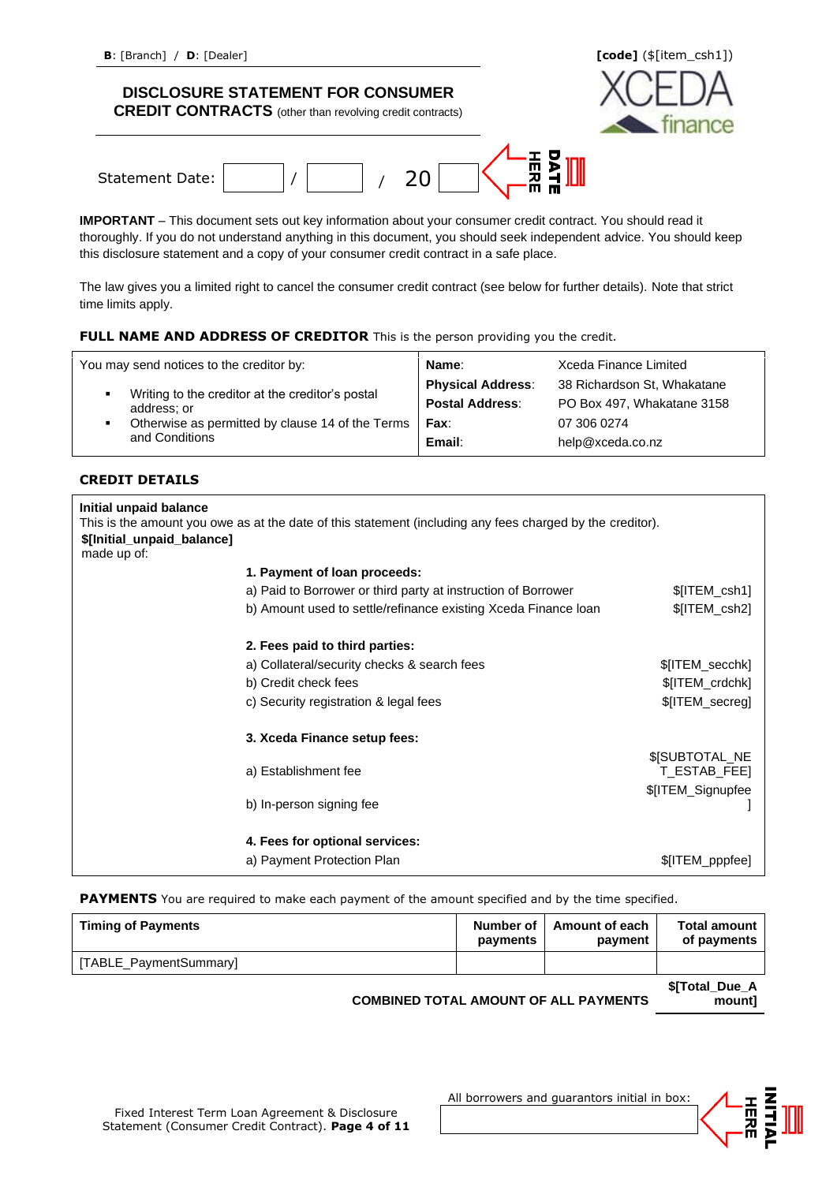**B**: [Branch] / **D**: [Dealer]

**[code]** ($[item_csh1])

## DISCLOSURE STATEMENT FOR CONSUMER CREDIT CONTRACTS (other than revolving credit contracts)

Statement Date: / / 20

DATE HERE

**IMPORTANT** – This document sets out key information about your consumer credit contract. You should read it thoroughly. If you do not understand anything in this document, you should seek independent advice. You should keep this disclosure statement and a copy of your consumer credit contract in a safe place.

The law gives you a limited right to cancel the consumer credit contract (see below for further details). Note that strict time limits apply.

**FULL NAME AND ADDRESS OF CREDITOR** This is the person providing you the credit.

| You may send notices to the creditor by: | | |
|---|---|---|
| ▪ Writing to the creditor at the creditor's postal address; or | **Name**: | Xceda Finance Limited |
| ▪ Otherwise as permitted by clause 14 of the Terms and Conditions | **Physical Address**: | 38 Richardson St, Whakatane |
| | **Postal Address**: | PO Box 497, Whakatane 3158 |
| | **Fax**: | 07 306 0274 |
| | **Email**: | help@xceda.co.nz |

**CREDIT DETAILS**

**Initial unpaid balance**
This is the amount you owe as at the date of this statement (including any fees charged by the creditor).
**$[Initial_unpaid_balance]**
made up of:

| | |
|---|---|
| **1. Payment of loan proceeds:** | |
| a) Paid to Borrower or third party at instruction of Borrower | $[ITEM_csh1] |
| b) Amount used to settle/refinance existing Xceda Finance loan | $[ITEM_csh2] |
| **2. Fees paid to third parties:** | |
| a) Collateral/security checks & search fees | $[ITEM_secchk] |
| b) Credit check fees | $[ITEM_crdchk] |
| c) Security registration & legal fees | $[ITEM_secreg] |
| **3. Xceda Finance setup fees:** | |
| a) Establishment fee | $[SUBTOTAL_NET_ESTAB_FEE] |
| b) In-person signing fee | $[ITEM_Signupfee] |
| **4. Fees for optional services:** | |
| a) Payment Protection Plan | $[ITEM_pppfee] |

**PAYMENTS** You are required to make each payment of the amount specified and by the time specified.

| Timing of Payments | Number of payments | Amount of each payment | Total amount of payments |
|---|---|---|---|
| [TABLE_PaymentSummary] | | | |
| | | **COMBINED TOTAL AMOUNT OF ALL PAYMENTS** | **$[Total_Due_Amount]** |

All borrowers and guarantors initial in box:

INITIAL HERE

Fixed Interest Term Loan Agreement & Disclosure Statement (Consumer Credit Contract).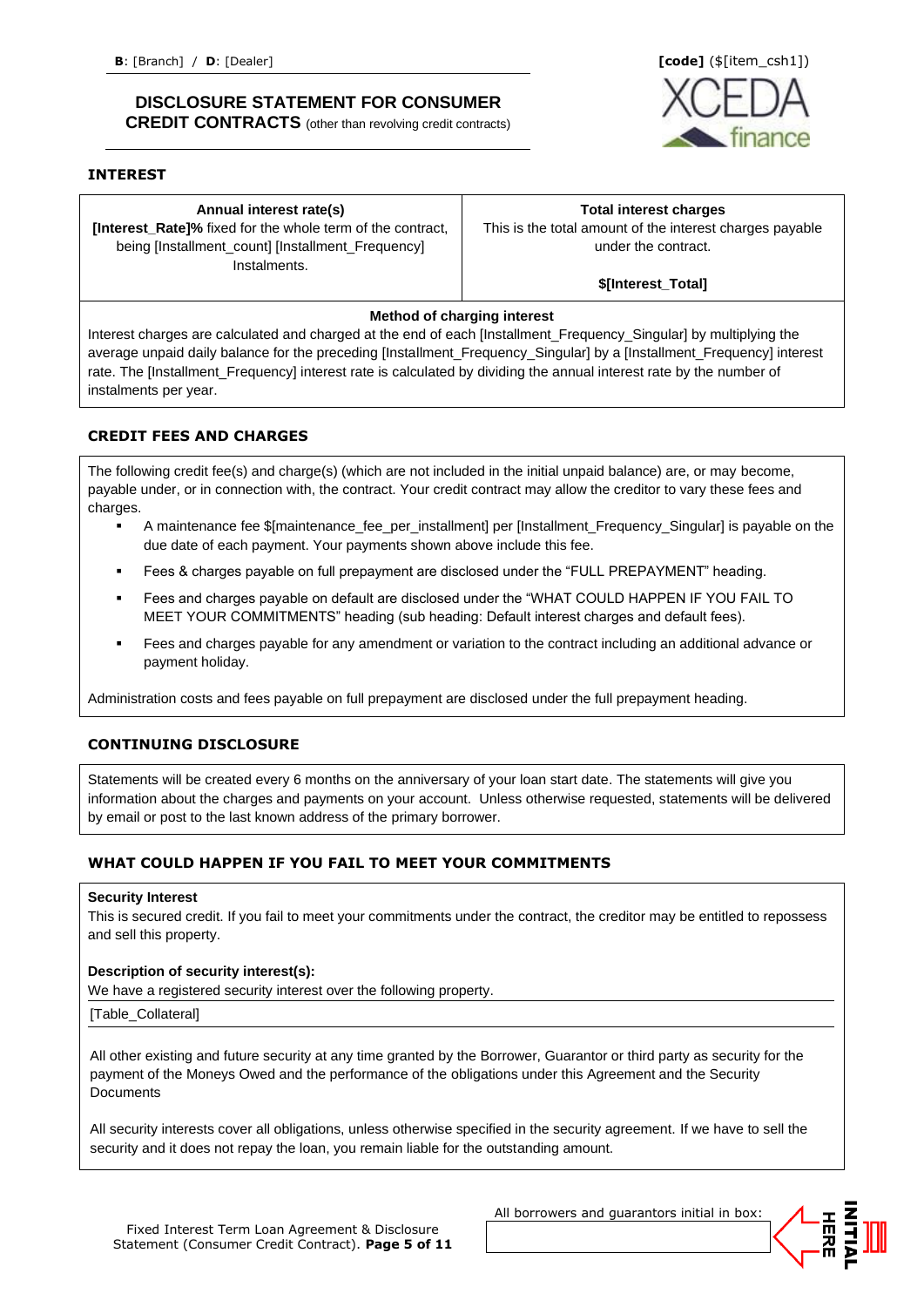**B**: [Branch] / **D**: [Dealer]

**[code]** ($[item_csh1])

## DISCLOSURE STATEMENT FOR CONSUMER CREDIT CONTRACTS (other than revolving credit contracts)

### INTEREST

| Annual interest rate(s) | Total interest charges |
|---|---|
| **[Interest_Rate]%** fixed for the whole term of the contract, being [Installment_count] [Installment_Frequency] Instalments. | This is the total amount of the interest charges payable under the contract.<br><br>**$[Interest_Total]** |

**Method of charging interest**

Interest charges are calculated and charged at the end of each [Installment_Frequency_Singular] by multiplying the average unpaid daily balance for the preceding [Installment_Frequency_Singular] by a [Installment_Frequency] interest rate. The [Installment_Frequency] interest rate is calculated by dividing the annual interest rate by the number of instalments per year.

### CREDIT FEES AND CHARGES

The following credit fee(s) and charge(s) (which are not included in the initial unpaid balance) are, or may become, payable under, or in connection with, the contract. Your credit contract may allow the creditor to vary these fees and charges.

- A maintenance fee $[maintenance_fee_per_installment] per [Installment_Frequency_Singular] is payable on the due date of each payment. Your payments shown above include this fee.
- Fees & charges payable on full prepayment are disclosed under the "FULL PREPAYMENT" heading.
- Fees and charges payable on default are disclosed under the "WHAT COULD HAPPEN IF YOU FAIL TO MEET YOUR COMMITMENTS" heading (sub heading: Default interest charges and default fees).
- Fees and charges payable for any amendment or variation to the contract including an additional advance or payment holiday.

Administration costs and fees payable on full prepayment are disclosed under the full prepayment heading.

### CONTINUING DISCLOSURE

Statements will be created every 6 months on the anniversary of your loan start date. The statements will give you information about the charges and payments on your account. Unless otherwise requested, statements will be delivered by email or post to the last known address of the primary borrower.

### WHAT COULD HAPPEN IF YOU FAIL TO MEET YOUR COMMITMENTS

**Security Interest**

This is secured credit. If you fail to meet your commitments under the contract, the creditor may be entitled to repossess and sell this property.

**Description of security interest(s):**

We have a registered security interest over the following property.

[Table_Collateral]

All other existing and future security at any time granted by the Borrower, Guarantor or third party as security for the payment of the Moneys Owed and the performance of the obligations under this Agreement and the Security Documents

All security interests cover all obligations, unless otherwise specified in the security agreement. If we have to sell the security and it does not repay the loan, you remain liable for the outstanding amount.

All borrowers and guarantors initial in box:

INITIAL HERE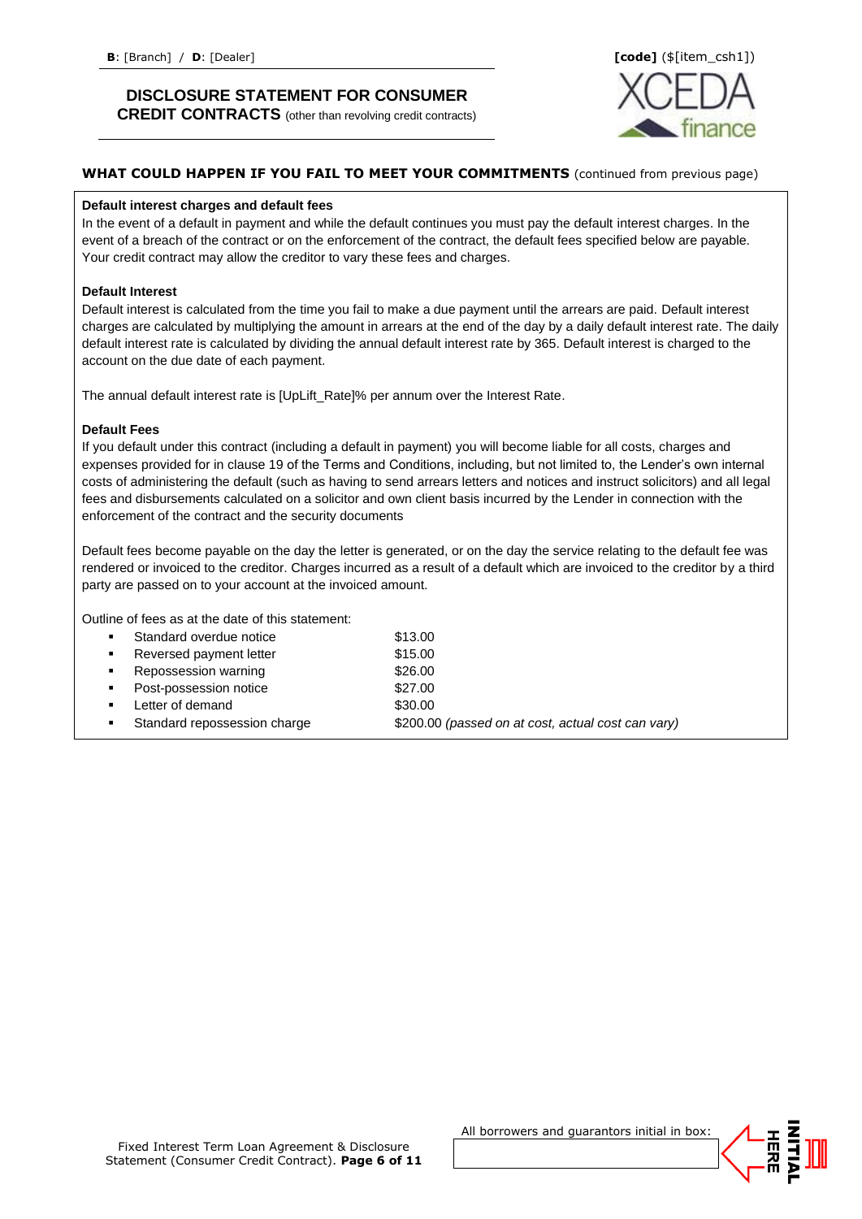**B**: [Branch] / **D**: [Dealer]

**[code]** ($[item_csh1])

# DISCLOSURE STATEMENT FOR CONSUMER CREDIT CONTRACTS (other than revolving credit contracts)

## WHAT COULD HAPPEN IF YOU FAIL TO MEET YOUR COMMITMENTS (continued from previous page)

**Default interest charges and default fees**

In the event of a default in payment and while the default continues you must pay the default interest charges. In the event of a breach of the contract or on the enforcement of the contract, the default fees specified below are payable. Your credit contract may allow the creditor to vary these fees and charges.

**Default Interest**

Default interest is calculated from the time you fail to make a due payment until the arrears are paid. Default interest charges are calculated by multiplying the amount in arrears at the end of the day by a daily default interest rate. The daily default interest rate is calculated by dividing the annual default interest rate by 365. Default interest is charged to the account on the due date of each payment.

The annual default interest rate is [UpLift_Rate]% per annum over the Interest Rate.

**Default Fees**

If you default under this contract (including a default in payment) you will become liable for all costs, charges and expenses provided for in clause 19 of the Terms and Conditions, including, but not limited to, the Lender's own internal costs of administering the default (such as having to send arrears letters and notices and instruct solicitors) and all legal fees and disbursements calculated on a solicitor and own client basis incurred by the Lender in connection with the enforcement of the contract and the security documents

Default fees become payable on the day the letter is generated, or on the day the service relating to the default fee was rendered or invoiced to the creditor. Charges incurred as a result of a default which are invoiced to the creditor by a third party are passed on to your account at the invoiced amount.

Outline of fees as at the date of this statement:

- Standard overdue notice $13.00
- Reversed payment letter $15.00
- Repossession warning $26.00
- Post-possession notice $27.00
- Letter of demand $30.00
- Standard repossession charge $200.00 *(passed on at cost, actual cost can vary)*

Fixed Interest Term Loan Agreement & Disclosure Statement (Consumer Credit Contract).

All borrowers and guarantors initial in box: INITIAL HERE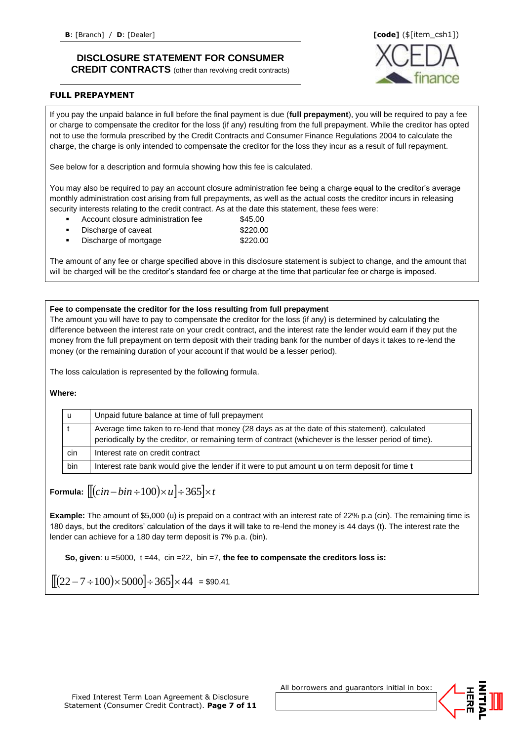**B**: [Branch] / **D**: [Dealer]

**[code]** ($[item_csh1])

# DISCLOSURE STATEMENT FOR CONSUMER CREDIT CONTRACTS (other than revolving credit contracts)

## FULL PREPAYMENT

If you pay the unpaid balance in full before the final payment is due (**full prepayment**), you will be required to pay a fee or charge to compensate the creditor for the loss (if any) resulting from the full prepayment. While the creditor has opted not to use the formula prescribed by the Credit Contracts and Consumer Finance Regulations 2004 to calculate the charge, the charge is only intended to compensate the creditor for the loss they incur as a result of full repayment.

See below for a description and formula showing how this fee is calculated.

You may also be required to pay an account closure administration fee being a charge equal to the creditor's average monthly administration cost arising from full prepayments, as well as the actual costs the creditor incurs in releasing security interests relating to the credit contract. As at the date this statement, these fees were:

- Account closure administration fee $45.00
- Discharge of caveat $220.00
- Discharge of mortgage $220.00

The amount of any fee or charge specified above in this disclosure statement is subject to change, and the amount that will be charged will be the creditor's standard fee or charge at the time that particular fee or charge is imposed.

**Fee to compensate the creditor for the loss resulting from full prepayment**

The amount you will have to pay to compensate the creditor for the loss (if any) is determined by calculating the difference between the interest rate on your credit contract, and the interest rate the lender would earn if they put the money from the full prepayment on term deposit with their trading bank for the number of days it takes to re-lend the money (or the remaining duration of your account if that would be a lesser period).

The loss calculation is represented by the following formula.

**Where:**

| | |
|---|---|
| u | Unpaid future balance at time of full prepayment |
| t | Average time taken to re-lend that money (28 days as at the date of this statement), calculated periodically by the creditor, or remaining term of contract (whichever is the lesser period of time). |
| cin | Interest rate on credit contract |
| bin | Interest rate bank would give the lender if it were to put amount **u** on term deposit for time **t** |

**Formula:** $\left[\left[(cin - bin \div 100) \times u\right] \div 365\right] \times t$

**Example:** The amount of $5,000 (u) is prepaid on a contract with an interest rate of 22% p.a (cin). The remaining time is 180 days, but the creditors' calculation of the days it will take to re-lend the money is 44 days (t). The interest rate the lender can achieve for a 180 day term deposit is 7% p.a. (bin).

**So, given**: u =5000, t =44, cin =22, bin =7, **the fee to compensate the creditors loss is:**

$\left[\left[(22 - 7 \div 100) \times 5000\right] \div 365\right] \times 44$ = $90.41

Fixed Interest Term Loan Agreement & Disclosure Statement (Consumer Credit Contract).

All borrowers and guarantors initial in box:

INITIAL HERE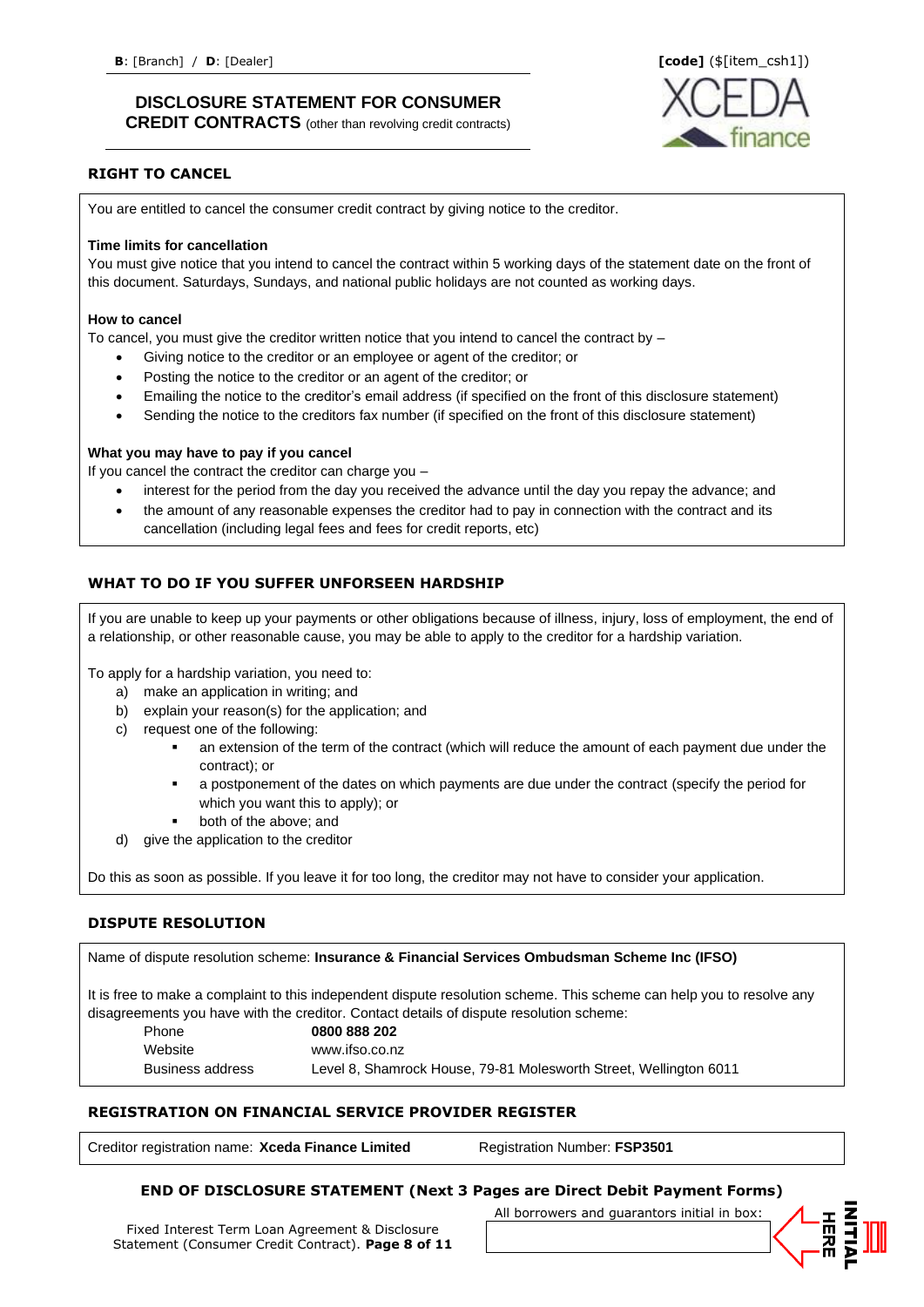**B**: [Branch] / **D**: [Dealer]

**[code]** ($[item_csh1])

# DISCLOSURE STATEMENT FOR CONSUMER CREDIT CONTRACTS (other than revolving credit contracts)

XCEDA finance

## RIGHT TO CANCEL

You are entitled to cancel the consumer credit contract by giving notice to the creditor.

**Time limits for cancellation**
You must give notice that you intend to cancel the contract within 5 working days of the statement date on the front of this document. Saturdays, Sundays, and national public holidays are not counted as working days.

**How to cancel**
To cancel, you must give the creditor written notice that you intend to cancel the contract by –

- Giving notice to the creditor or an employee or agent of the creditor; or
- Posting the notice to the creditor or an agent of the creditor; or
- Emailing the notice to the creditor's email address (if specified on the front of this disclosure statement)
- Sending the notice to the creditors fax number (if specified on the front of this disclosure statement)

**What you may have to pay if you cancel**
If you cancel the contract the creditor can charge you –

- interest for the period from the day you received the advance until the day you repay the advance; and
- the amount of any reasonable expenses the creditor had to pay in connection with the contract and its cancellation (including legal fees and fees for credit reports, etc)

## WHAT TO DO IF YOU SUFFER UNFORSEEN HARDSHIP

If you are unable to keep up your payments or other obligations because of illness, injury, loss of employment, the end of a relationship, or other reasonable cause, you may be able to apply to the creditor for a hardship variation.

To apply for a hardship variation, you need to:

a) make an application in writing; and
b) explain your reason(s) for the application; and
c) request one of the following:
   - an extension of the term of the contract (which will reduce the amount of each payment due under the contract); or
   - a postponement of the dates on which payments are due under the contract (specify the period for which you want this to apply); or
   - both of the above; and
d) give the application to the creditor

Do this as soon as possible. If you leave it for too long, the creditor may not have to consider your application.

## DISPUTE RESOLUTION

Name of dispute resolution scheme: **Insurance & Financial Services Ombudsman Scheme Inc (IFSO)**

It is free to make a complaint to this independent dispute resolution scheme. This scheme can help you to resolve any disagreements you have with the creditor. Contact details of dispute resolution scheme:

| | |
|---|---|
| Phone | **0800 888 202** |
| Website | www.ifso.co.nz |
| Business address | Level 8, Shamrock House, 79-81 Molesworth Street, Wellington 6011 |

## REGISTRATION ON FINANCIAL SERVICE PROVIDER REGISTER

Creditor registration name: **Xceda Finance Limited** Registration Number: **FSP3501**

**END OF DISCLOSURE STATEMENT (Next 3 Pages are Direct Debit Payment Forms)**

Fixed Interest Term Loan Agreement & Disclosure Statement (Consumer Credit Contract).

All borrowers and guarantors initial in box: INITIAL HERE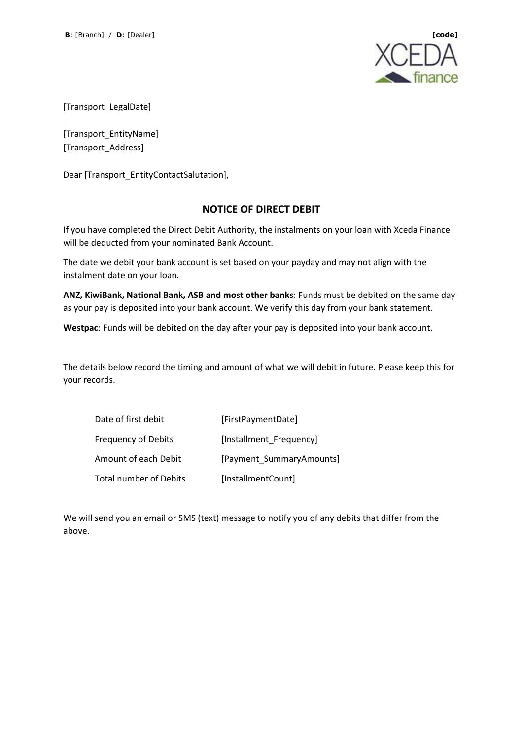**B**: [Branch] / **D**: [Dealer] **[code]**

[Transport_LegalDate]

[Transport_EntityName]
[Transport_Address]

Dear [Transport_EntityContactSalutation],

## NOTICE OF DIRECT DEBIT

If you have completed the Direct Debit Authority, the instalments on your loan with Xceda Finance will be deducted from your nominated Bank Account.

The date we debit your bank account is set based on your payday and may not align with the instalment date on your loan.

**ANZ, KiwiBank, National Bank, ASB and most other banks**: Funds must be debited on the same day as your pay is deposited into your bank account. We verify this day from your bank statement.

**Westpac**: Funds will be debited on the day after your pay is deposited into your bank account.

The details below record the timing and amount of what we will debit in future. Please keep this for your records.

| | |
|---|---|
| Date of first debit | [FirstPaymentDate] |
| Frequency of Debits | [Installment_Frequency] |
| Amount of each Debit | [Payment_SummaryAmounts] |
| Total number of Debits | [InstallmentCount] |

We will send you an email or SMS (text) message to notify you of any debits that differ from the above.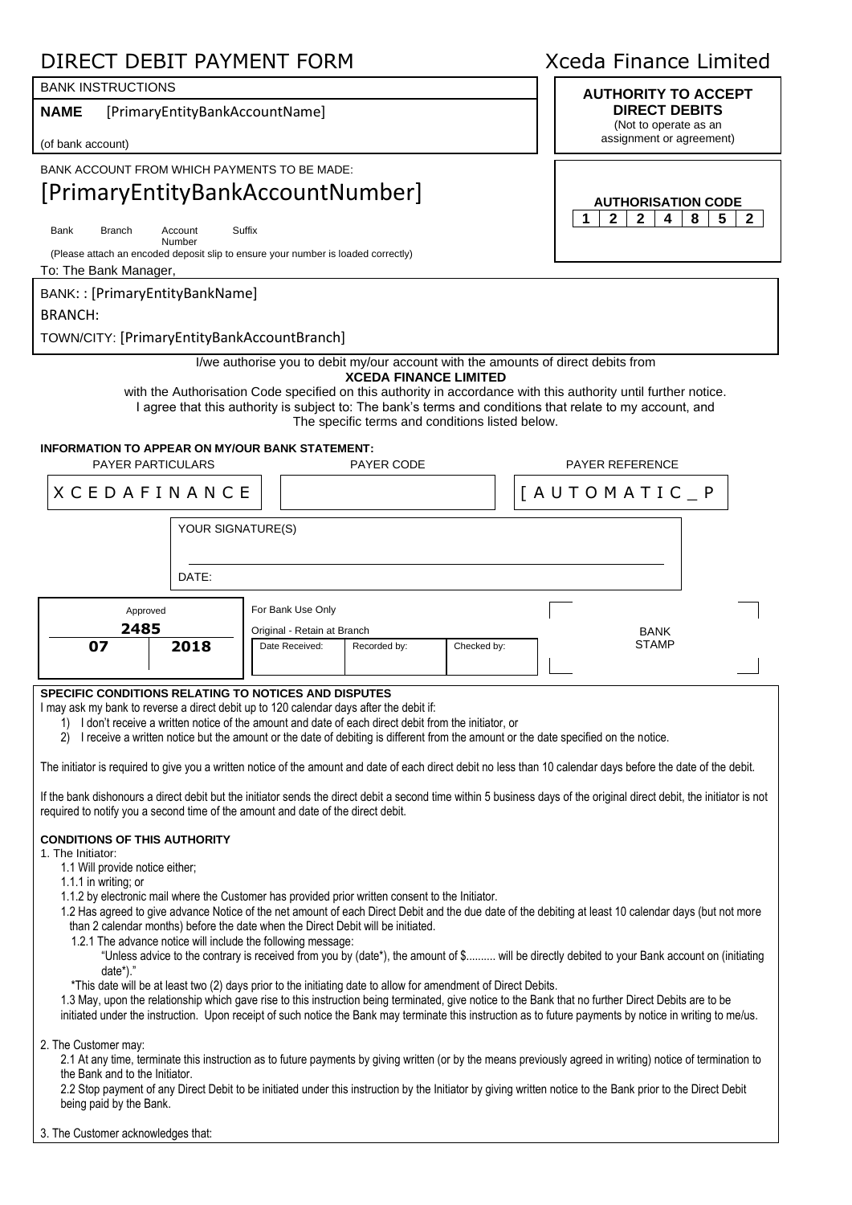# DIRECT DEBIT PAYMENT FORM

Xceda Finance Limited

BANK INSTRUCTIONS

**NAME** [PrimaryEntityBankAccountName]

(of bank account)

**AUTHORITY TO ACCEPT DIRECT DEBITS**
(Not to operate as an assignment or agreement)

BANK ACCOUNT FROM WHICH PAYMENTS TO BE MADE:

[PrimaryEntityBankAccountNumber]

Bank Branch Account Number Suffix

(Please attach an encoded deposit slip to ensure your number is loaded correctly)

**AUTHORISATION CODE**

| 1 | 2 | 2 | 4 | 8 | 5 | 2 |
|---|---|---|---|---|---|---|

To: The Bank Manager,

BANK: : [PrimaryEntityBankName]

BRANCH:

TOWN/CITY: [PrimaryEntityBankAccountBranch]

I/we authorise you to debit my/our account with the amounts of direct debits from
**XCEDA FINANCE LIMITED**
with the Authorisation Code specified on this authority in accordance with this authority until further notice.
I agree that this authority is subject to: The bank's terms and conditions that relate to my account, and
The specific terms and conditions listed below.

**INFORMATION TO APPEAR ON MY/OUR BANK STATEMENT:**

| PAYER PARTICULARS | PAYER CODE | PAYER REFERENCE |
|---|---|---|
| XCEDAFINANCE | | [AUTOMATIC_P |

YOUR SIGNATURE(S)

DATE:

| Approved | | For Bank Use Only | | | BANK STAMP |
|---|---|---|---|---|---|
| **2485** | | Original - Retain at Branch | | | |
| **07** | **2018** | Date Received: | Recorded by: | Checked by: | |

**SPECIFIC CONDITIONS RELATING TO NOTICES AND DISPUTES**

I may ask my bank to reverse a direct debit up to 120 calendar days after the debit if:

1) I don't receive a written notice of the amount and date of each direct debit from the initiator, or
2) I receive a written notice but the amount or the date of debiting is different from the amount or the date specified on the notice.

The initiator is required to give you a written notice of the amount and date of each direct debit no less than 10 calendar days before the date of the debit.

If the bank dishonours a direct debit but the initiator sends the direct debit a second time within 5 business days of the original direct debit, the initiator is not required to notify you a second time of the amount and date of the direct debit.

**CONDITIONS OF THIS AUTHORITY**

1. The Initiator:
   - 1.1 Will provide notice either;
   - 1.1.1 in writing; or
   - 1.1.2 by electronic mail where the Customer has provided prior written consent to the Initiator.
   - 1.2 Has agreed to give advance Notice of the net amount of each Direct Debit and the due date of the debiting at least 10 calendar days (but not more than 2 calendar months) before the date when the Direct Debit will be initiated.
     - 1.2.1 The advance notice will include the following message:
       "Unless advice to the contrary is received from you by (date*), the amount of $.......... will be directly debited to your Bank account on (initiating date*)."
     - *This date will be at least two (2) days prior to the initiating date to allow for amendment of Direct Debits.
   - 1.3 May, upon the relationship which gave rise to this instruction being terminated, give notice to the Bank that no further Direct Debits are to be initiated under the instruction. Upon receipt of such notice the Bank may terminate this instruction as to future payments by notice in writing to me/us.

2. The Customer may:
   - 2.1 At any time, terminate this instruction as to future payments by giving written (or by the means previously agreed in writing) notice of termination to the Bank and to the Initiator.
   - 2.2 Stop payment of any Direct Debit to be initiated under this instruction by the Initiator by giving written notice to the Bank prior to the Direct Debit being paid by the Bank.

3. The Customer acknowledges that: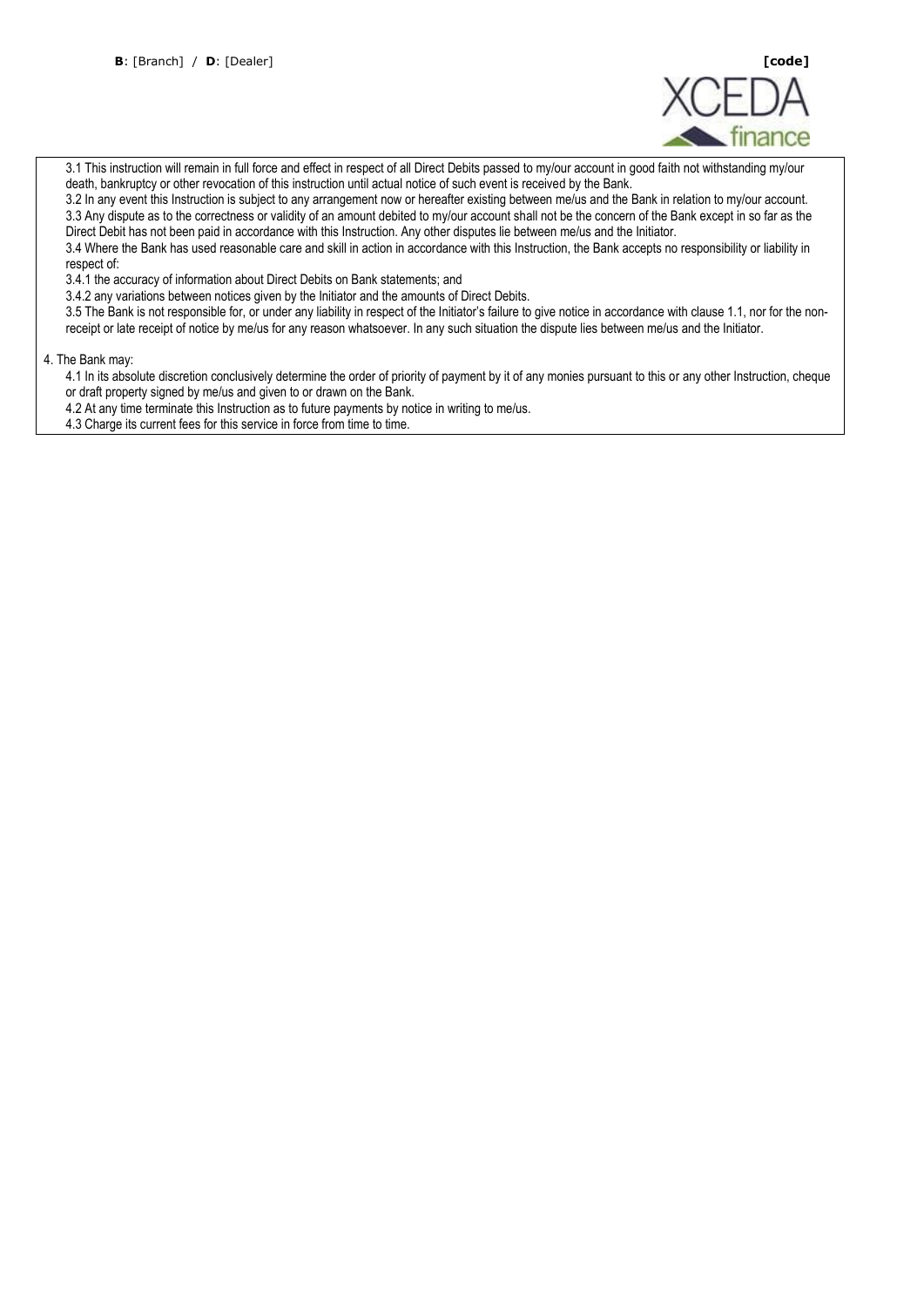**B**: [Branch] / **D**: [Dealer] **[code]**

3.1 This instruction will remain in full force and effect in respect of all Direct Debits passed to my/our account in good faith not withstanding my/our death, bankruptcy or other revocation of this instruction until actual notice of such event is received by the Bank.

3.2 In any event this Instruction is subject to any arrangement now or hereafter existing between me/us and the Bank in relation to my/our account.

3.3 Any dispute as to the correctness or validity of an amount debited to my/our account shall not be the concern of the Bank except in so far as the Direct Debit has not been paid in accordance with this Instruction. Any other disputes lie between me/us and the Initiator.

3.4 Where the Bank has used reasonable care and skill in action in accordance with this Instruction, the Bank accepts no responsibility or liability in respect of:

3.4.1 the accuracy of information about Direct Debits on Bank statements; and

3.4.2 any variations between notices given by the Initiator and the amounts of Direct Debits.

3.5 The Bank is not responsible for, or under any liability in respect of the Initiator's failure to give notice in accordance with clause 1.1, nor for the non-receipt or late receipt of notice by me/us for any reason whatsoever. In any such situation the dispute lies between me/us and the Initiator.

4. The Bank may:

4.1 In its absolute discretion conclusively determine the order of priority of payment by it of any monies pursuant to this or any other Instruction, cheque or draft property signed by me/us and given to or drawn on the Bank.

4.2 At any time terminate this Instruction as to future payments by notice in writing to me/us.

4.3 Charge its current fees for this service in force from time to time.